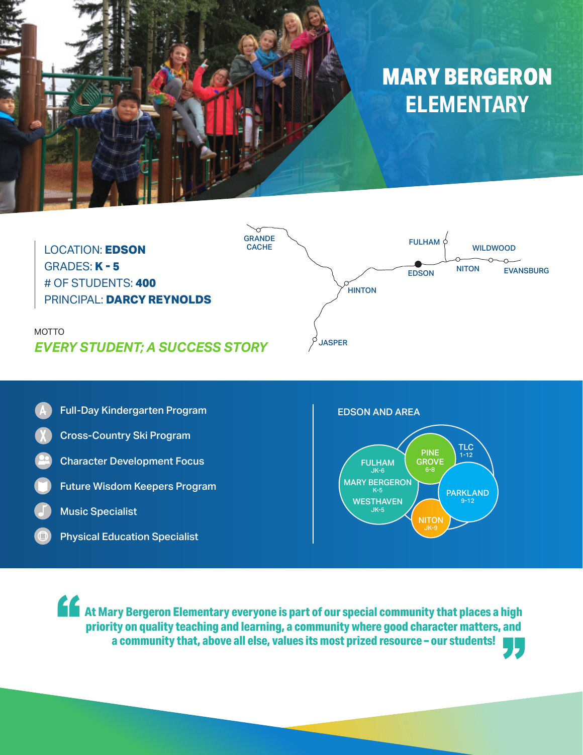# MARY BERGERON ELEMENTARY

LOCATION: **EDSON**
GRADES: **K - 5**
# OF STUDENTS: **400**
PRINCIPAL: **DARCY REYNOLDS**

MOTTO
***EVERY STUDENT; A SUCCESS STORY***

GRANDE CACHE
HINTON
JASPER
EDSON
FULHAM
NITON
WILDWOOD
EVANSBURG

- Full-Day Kindergarten Program
- Cross-Country Ski Program
- Character Development Focus
- Future Wisdom Keepers Program
- Music Specialist
- Physical Education Specialist

EDSON AND AREA

FULHAM JK-6
MARY BERGERON K-5
WESTHAVEN JK-5
PINE GROVE 6-8
TLC 1-12
PARKLAND 9-12
NITON JK-9

> **At Mary Bergeron Elementary everyone is part of our special community that places a high priority on quality teaching and learning, a community where good character matters, and a community that, above all else, values its most prized resource – our students!**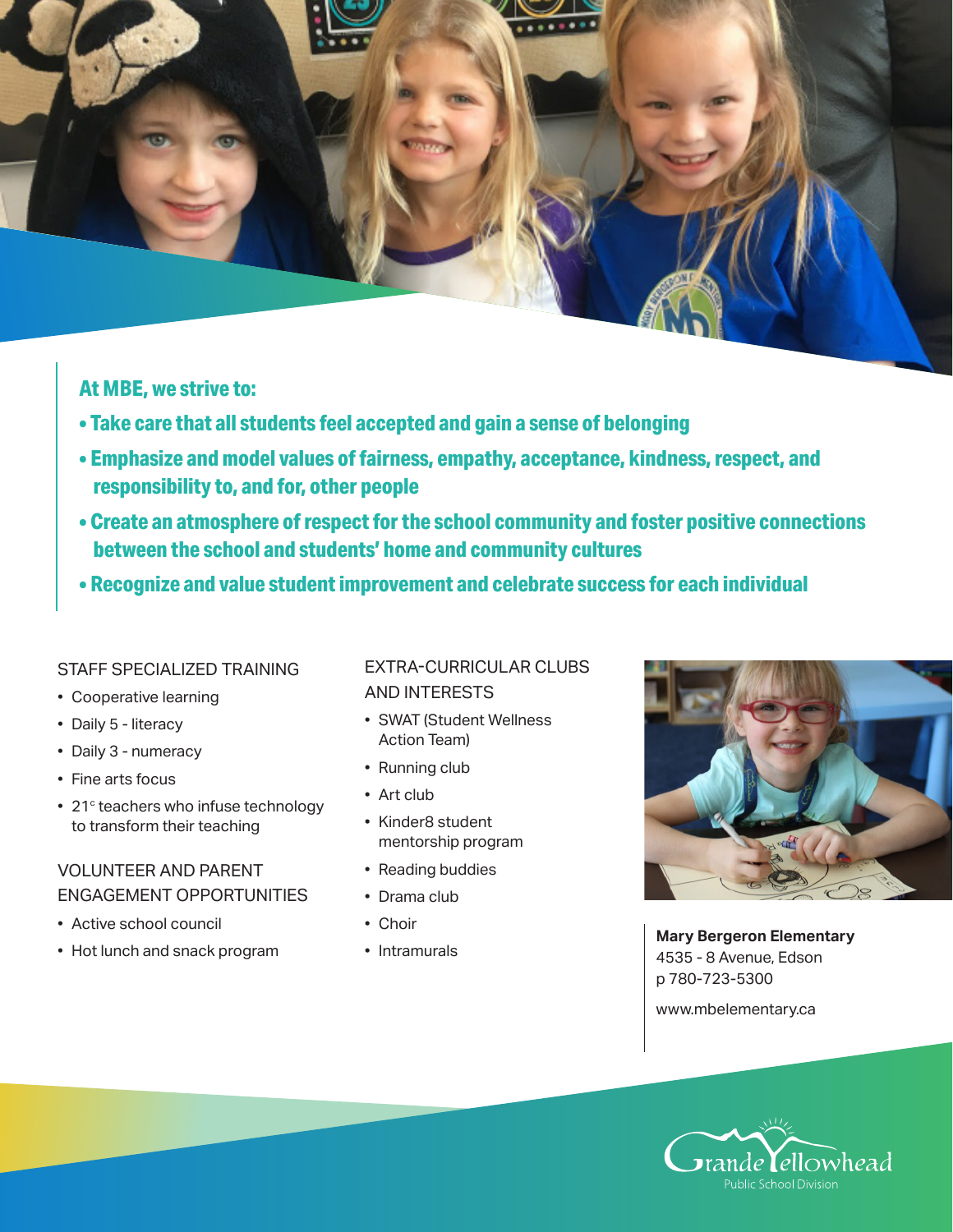**At MBE, we strive to:**

- **Take care that all students feel accepted and gain a sense of belonging**
- **Emphasize and model values of fairness, empathy, acceptance, kindness, respect, and responsibility to, and for, other people**
- **Create an atmosphere of respect for the school community and foster positive connections between the school and students' home and community cultures**
- **Recognize and value student improvement and celebrate success for each individual**

STAFF SPECIALIZED TRAINING

- Cooperative learning
- Daily 5 - literacy
- Daily 3 - numeracy
- Fine arts focus
- 21ᶜ teachers who infuse technology to transform their teaching

VOLUNTEER AND PARENT ENGAGEMENT OPPORTUNITIES

- Active school council
- Hot lunch and snack program

EXTRA-CURRICULAR CLUBS AND INTERESTS

- SWAT (Student Wellness Action Team)
- Running club
- Art club
- Kinder8 student mentorship program
- Reading buddies
- Drama club
- Choir
- Intramurals

**Mary Bergeron Elementary**
4535 - 8 Avenue, Edson
p 780-723-5300

www.mbelementary.ca

Grande Yellowhead Public School Division